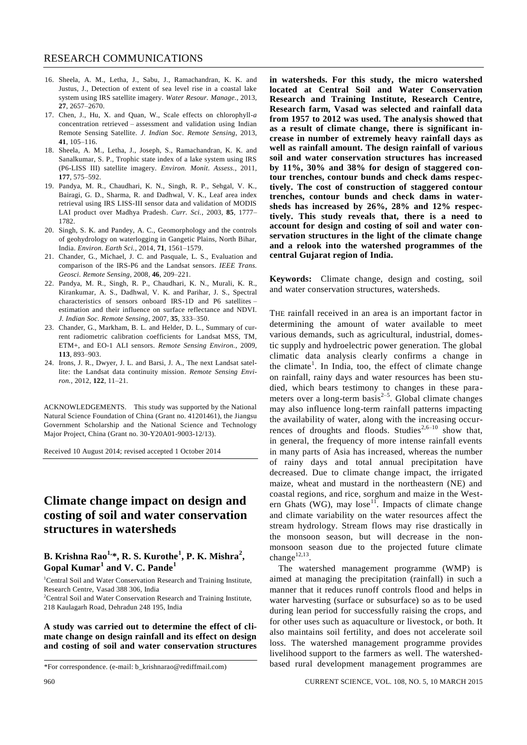16. Sheela, A. M., Letha, J., Sabu, J., Ramachandran, K. K. and Justus, J., Detection of extent of sea level rise in a coastal lake system using IRS satellite imagery. *Water Resour. Manage.*, 2013, **27**, 2657–2670.
17. Chen, J., Hu, X. and Quan, W., Scale effects on chlorophyll-*a* concentration retrieved – assessment and validation using Indian Remote Sensing Satellite. *J. Indian Soc. Remote Sensing*, 2013, **41**, 105–116.
18. Sheela, A. M., Letha, J., Joseph, S., Ramachandran, K. K. and Sanalkumar, S. P., Trophic state index of a lake system using IRS (P6-LISS III) satellite imagery. *Environ. Monit. Assess.*, 2011, **177**, 575–592.
19. Pandya, M. R., Chaudhari, K. N., Singh, R. P., Sehgal, V. K., Bairagi, G. D., Sharma, R. and Dadhwal, V. K., Leaf area index retrieval using IRS LISS-III sensor data and validation of MODIS LAI product over Madhya Pradesh. *Curr. Sci.*, 2003, **85**, 1777–1782.
20. Singh, S. K. and Pandey, A. C., Geomorphology and the controls of geohydrology on waterlogging in Gangetic Plains, North Bihar, India. *Environ. Earth Sci.*, 2014, **71**, 1561–1579.
21. Chander, G., Michael, J. C. and Pasquale, L. S., Evaluation and comparison of the IRS-P6 and the Landsat sensors. *IEEE Trans. Geosci. Remote Sensing*, 2008, **46**, 209–221.
22. Pandya, M. R., Singh, R. P., Chaudhari, K. N., Murali, K. R., Kirankumar, A. S., Dadhwal, V. K. and Parihar, J. S., Spectral characteristics of sensors onboard IRS-1D and P6 satellites – estimation and their influence on surface reflectance and NDVI. *J. Indian Soc. Remote Sensing*, 2007, **35**, 333–350.
23. Chander, G., Markham, B. L. and Helder, D. L., Summary of current radiometric calibration coefficients for Landsat MSS, TM, ETM+, and EO-1 ALI sensors. *Remote Sensing Environ.*, 2009, **113**, 893–903.
24. Irons, J. R., Dwyer, J. L. and Barsi, J. A., The next Landsat satellite: the Landsat data continuity mission. *Remote Sensing Environ.*, 2012, **122**, 11–21.

ACKNOWLEDGEMENTS. This study was supported by the National Natural Science Foundation of China (Grant no. 41201461), the Jiangsu Government Scholarship and the National Science and Technology Major Project, China (Grant no. 30-Y20A01-9003-12/13).

Received 10 August 2014; revised accepted 1 October 2014

# Climate change impact on design and costing of soil and water conservation structures in watersheds

**B. Krishna Rao[1,*], R. S. Kurothe[1], P. K. Mishra[2], Gopal Kumar[1] and V. C. Pande[1]**

[1]Central Soil and Water Conservation Research and Training Institute, Research Centre, Vasad 388 306, India
[2]Central Soil and Water Conservation Research and Training Institute, 218 Kaulagarh Road, Dehradun 248 195, India

**A study was carried out to determine the effect of climate change on design rainfall and its effect on design and costing of soil and water conservation structures in watersheds. For this study, the micro watershed located at Central Soil and Water Conservation Research and Training Institute, Research Centre, Research farm, Vasad was selected and rainfall data from 1957 to 2012 was used. The analysis showed that as a result of climate change, there is significant increase in number of extremely heavy rainfall days as well as rainfall amount. The design rainfall of various soil and water conservation structures has increased by 11%, 30% and 38% for design of staggered contour trenches, contour bunds and check dams respectively. The cost of construction of staggered contour trenches, contour bunds and check dams in watersheds has increased by 26%, 28% and 12% respectively. This study reveals that, there is a need to account for design and costing of soil and water conservation structures in the light of the climate change and a relook into the watershed programmes of the central Gujarat region of India.**

**Keywords:** Climate change, design and costing, soil and water conservation structures, watersheds.

THE rainfall received in an area is an important factor in determining the amount of water available to meet various demands, such as agricultural, industrial, domestic supply and hydroelectric power generation. The global climatic data analysis clearly confirms a change in the climate[1]. In India, too, the effect of climate change on rainfall, rainy days and water resources has been studied, which bears testimony to changes in these parameters over a long-term basis[2–5]. Global climate changes may also influence long-term rainfall patterns impacting the availability of water, along with the increasing occurrences of droughts and floods. Studies[2,6–10] show that, in general, the frequency of more intense rainfall events in many parts of Asia has increased, whereas the number of rainy days and total annual precipitation have decreased. Due to climate change impact, the irrigated maize, wheat and mustard in the northeastern (NE) and coastal regions, and rice, sorghum and maize in the Western Ghats (WG), may lose[11]. Impacts of climate change and climate variability on the water resources affect the stream hydrology. Stream flows may rise drastically in the monsoon season, but will decrease in the non-monsoon season due to the projected future climate change[12,13].

The watershed management programme (WMP) is aimed at managing the precipitation (rainfall) in such a manner that it reduces runoff controls flood and helps in water harvesting (surface or subsurface) so as to be used during lean period for successfully raising the crops, and for other uses such as aquaculture or livestock, or both. It also maintains soil fertility, and does not accelerate soil loss. The watershed management programme provides livelihood support to the farmers as well. The watershed-based rural development management programmes are

*For correspondence. (e-mail: b_krishnarao@rediffmail.com)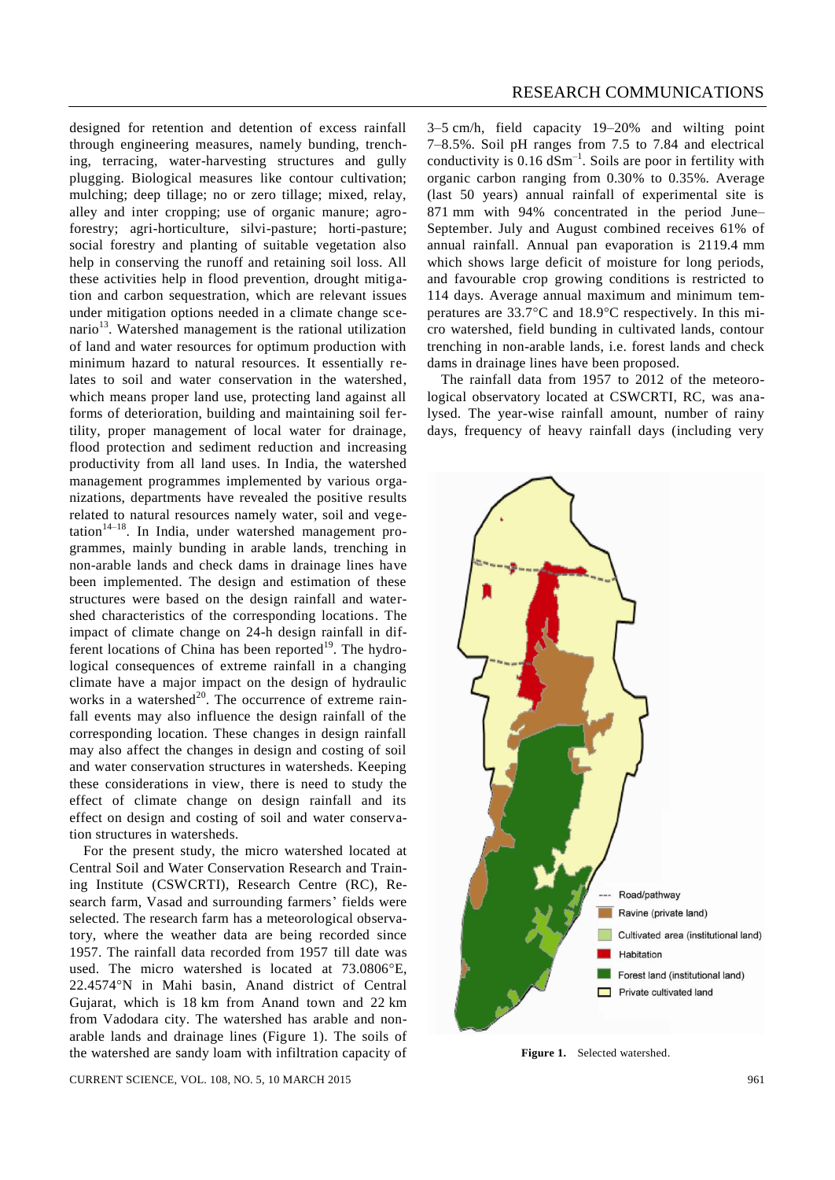designed for retention and detention of excess rainfall through engineering measures, namely bunding, trenching, terracing, water-harvesting structures and gully plugging. Biological measures like contour cultivation; mulching; deep tillage; no or zero tillage; mixed, relay, alley and inter cropping; use of organic manure; agro-forestry; agri-horticulture, silvi-pasture; horti-pasture; social forestry and planting of suitable vegetation also help in conserving the runoff and retaining soil loss. All these activities help in flood prevention, drought mitigation and carbon sequestration, which are relevant issues under mitigation options needed in a climate change scenario[13]. Watershed management is the rational utilization of land and water resources for optimum production with minimum hazard to natural resources. It essentially relates to soil and water conservation in the watershed, which means proper land use, protecting land against all forms of deterioration, building and maintaining soil fertility, proper management of local water for drainage, flood protection and sediment reduction and increasing productivity from all land uses. In India, the watershed management programmes implemented by various organizations, departments have revealed the positive results related to natural resources namely water, soil and vegetation[14–18]. In India, under watershed management programmes, mainly bunding in arable lands, trenching in non-arable lands and check dams in drainage lines have been implemented. The design and estimation of these structures were based on the design rainfall and watershed characteristics of the corresponding locations. The impact of climate change on 24-h design rainfall in different locations of China has been reported[19]. The hydrological consequences of extreme rainfall in a changing climate have a major impact on the design of hydraulic works in a watershed[20]. The occurrence of extreme rainfall events may also influence the design rainfall of the corresponding location. These changes in design rainfall may also affect the changes in design and costing of soil and water conservation structures in watersheds. Keeping these considerations in view, there is need to study the effect of climate change on design rainfall and its effect on design and costing of soil and water conservation structures in watersheds.

For the present study, the micro watershed located at Central Soil and Water Conservation Research and Training Institute (CSWCRTI), Research Centre (RC), Research farm, Vasad and surrounding farmers' fields were selected. The research farm has a meteorological observatory, where the weather data are being recorded since 1957. The rainfall data recorded from 1957 till date was used. The micro watershed is located at 73.0806°E, 22.4574°N in Mahi basin, Anand district of Central Gujarat, which is 18 km from Anand town and 22 km from Vadodara city. The watershed has arable and non-arable lands and drainage lines (Figure 1). The soils of the watershed are sandy loam with infiltration capacity of 3–5 cm/h, field capacity 19–20% and wilting point 7–8.5%. Soil pH ranges from 7.5 to 7.84 and electrical conductivity is 0.16 $dSm^{-1}$. Soils are poor in fertility with organic carbon ranging from 0.30% to 0.35%. Average (last 50 years) annual rainfall of experimental site is 871 mm with 94% concentrated in the period June–September. July and August combined receives 61% of annual rainfall. Annual pan evaporation is 2119.4 mm which shows large deficit of moisture for long periods, and favourable crop growing conditions is restricted to 114 days. Average annual maximum and minimum temperatures are 33.7°C and 18.9°C respectively. In this micro watershed, field bunding in cultivated lands, contour trenching in non-arable lands, i.e. forest lands and check dams in drainage lines have been proposed.

The rainfall data from 1957 to 2012 of the meteorological observatory located at CSWCRTI, RC, was analysed. The year-wise rainfall amount, number of rainy days, frequency of heavy rainfall days (including very

**Figure 1.** Selected watershed.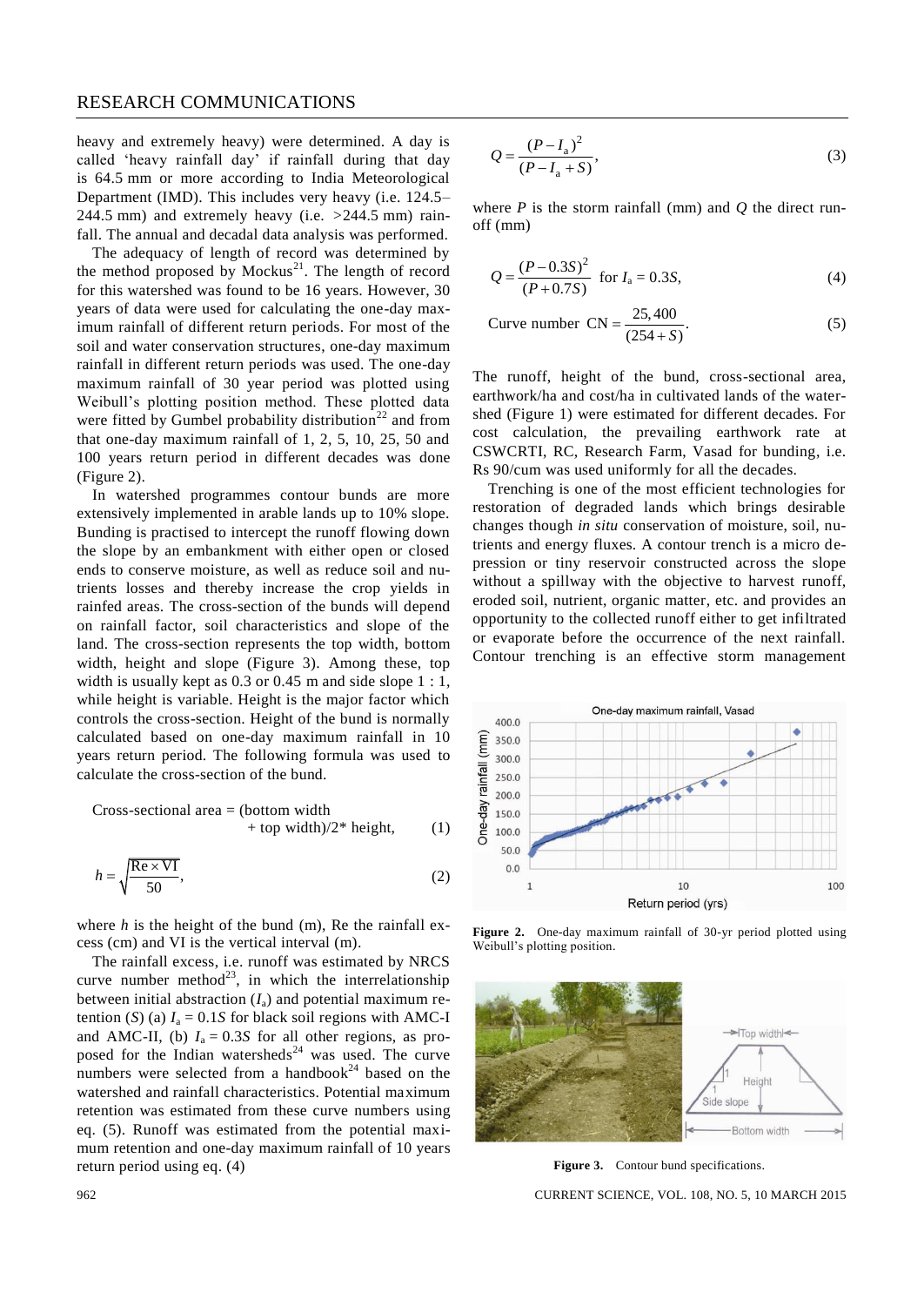heavy and extremely heavy) were determined. A day is called 'heavy rainfall day' if rainfall during that day is 64.5 mm or more according to India Meteorological Department (IMD). This includes very heavy (i.e. 124.5–244.5 mm) and extremely heavy (i.e. >244.5 mm) rainfall. The annual and decadal data analysis was performed.

The adequacy of length of record was determined by the method proposed by Mockus[21]. The length of record for this watershed was found to be 16 years. However, 30 years of data were used for calculating the one-day maximum rainfall of different return periods. For most of the soil and water conservation structures, one-day maximum rainfall in different return periods was used. The one-day maximum rainfall of 30 year period was plotted using Weibull's plotting position method. These plotted data were fitted by Gumbel probability distribution[22] and from that one-day maximum rainfall of 1, 2, 5, 10, 25, 50 and 100 years return period in different decades was done (Figure 2).

In watershed programmes contour bunds are more extensively implemented in arable lands up to 10% slope. Bunding is practised to intercept the runoff flowing down the slope by an embankment with either open or closed ends to conserve moisture, as well as reduce soil and nutrients losses and thereby increase the crop yields in rainfed areas. The cross-section of the bunds will depend on rainfall factor, soil characteristics and slope of the land. The cross-section represents the top width, bottom width, height and slope (Figure 3). Among these, top width is usually kept as 0.3 or 0.45 m and side slope 1 : 1, while height is variable. Height is the major factor which controls the cross-section. Height of the bund is normally calculated based on one-day maximum rainfall in 10 years return period. The following formula was used to calculate the cross-section of the bund.

$$\text{Cross-sectional area} = (\text{bottom width} + \text{top width})/2 * \text{height}, \tag{1}$$

$$h = \sqrt{\frac{\text{Re} \times \text{VI}}{50}}, \tag{2}$$

where $h$ is the height of the bund (m), Re the rainfall excess (cm) and VI is the vertical interval (m).

The rainfall excess, i.e. runoff was estimated by NRCS curve number method[23], in which the interrelationship between initial abstraction ($I_a$) and potential maximum retention ($S$) (a) $I_a = 0.1S$ for black soil regions with AMC-I and AMC-II, (b) $I_a = 0.3S$ for all other regions, as proposed for the Indian watersheds[24] was used. The curve numbers were selected from a handbook[24] based on the watershed and rainfall characteristics. Potential maximum retention was estimated from these curve numbers using eq. (5). Runoff was estimated from the potential maximum retention and one-day maximum rainfall of 10 years return period using eq. (4)

$$Q = \frac{(P - I_a)^2}{(P - I_a + S)}, \tag{3}$$

where $P$ is the storm rainfall (mm) and $Q$ the direct runoff (mm)

$$Q = \frac{(P - 0.3S)^2}{(P + 0.7S)} \quad \text{for } I_a = 0.3S, \tag{4}$$

$$\text{Curve number CN} = \frac{25,400}{(254 + S)}. \tag{5}$$

The runoff, height of the bund, cross-sectional area, earthwork/ha and cost/ha in cultivated lands of the watershed (Figure 1) were estimated for different decades. For cost calculation, the prevailing earthwork rate at CSWCRTI, RC, Research Farm, Vasad for bunding, i.e. Rs 90/cum was used uniformly for all the decades.

Trenching is one of the most efficient technologies for restoration of degraded lands which brings desirable changes though *in situ* conservation of moisture, soil, nutrients and energy fluxes. A contour trench is a micro depression or tiny reservoir constructed across the slope without a spillway with the objective to harvest runoff, eroded soil, nutrient, organic matter, etc. and provides an opportunity to the collected runoff either to get infiltrated or evaporate before the occurrence of the next rainfall. Contour trenching is an effective storm management

**Figure 2.** One-day maximum rainfall of 30-yr period plotted using Weibull's plotting position.

**Figure 3.** Contour bund specifications.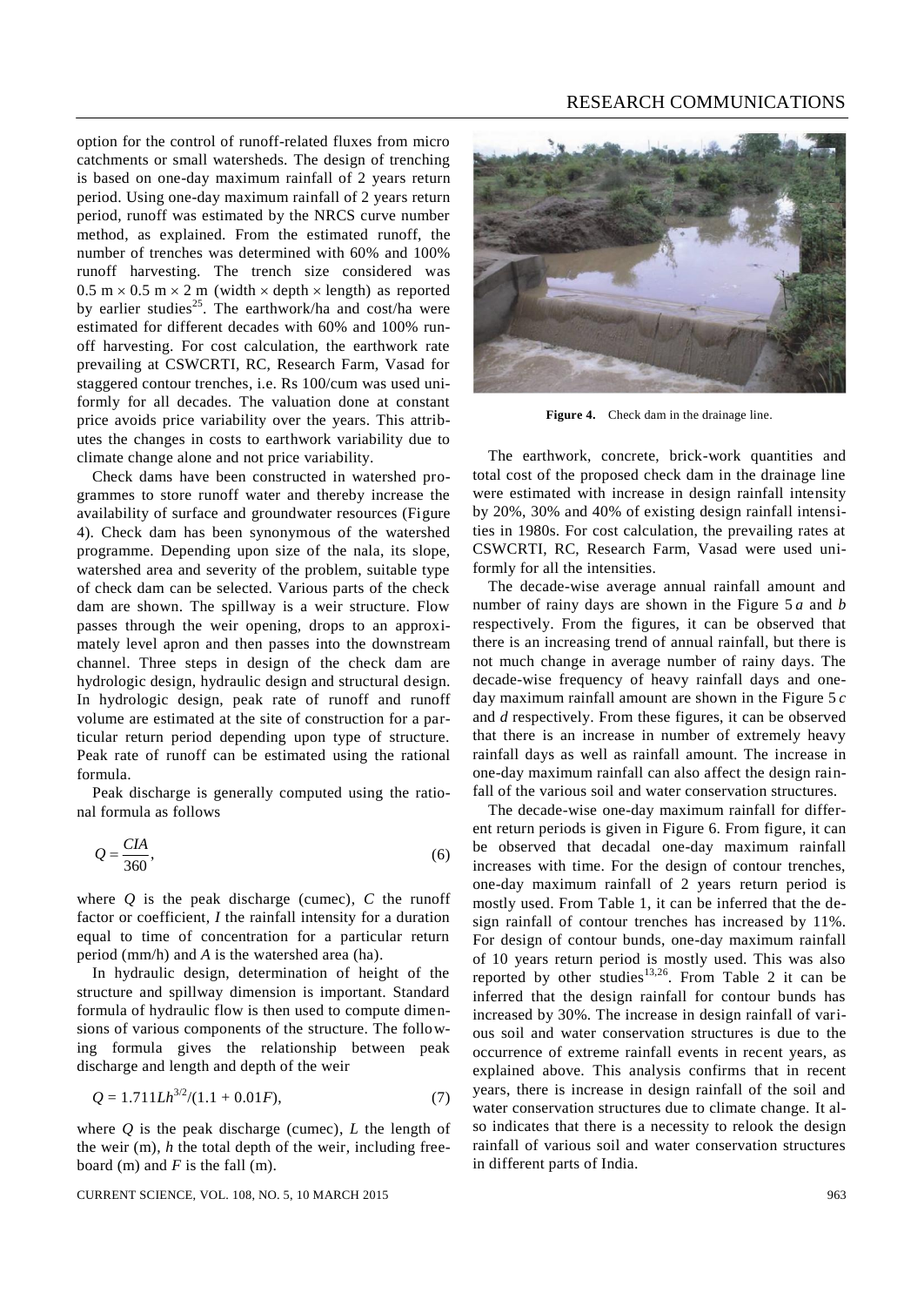option for the control of runoff-related fluxes from micro catchments or small watersheds. The design of trenching is based on one-day maximum rainfall of 2 years return period. Using one-day maximum rainfall of 2 years return period, runoff was estimated by the NRCS curve number method, as explained. From the estimated runoff, the number of trenches was determined with 60% and 100% runoff harvesting. The trench size considered was 0.5 m × 0.5 m × 2 m (width × depth × length) as reported by earlier studies[25]. The earthwork/ha and cost/ha were estimated for different decades with 60% and 100% runoff harvesting. For cost calculation, the earthwork rate prevailing at CSWCRTI, RC, Research Farm, Vasad for staggered contour trenches, i.e. Rs 100/cum was used uniformly for all decades. The valuation done at constant price avoids price variability over the years. This attributes the changes in costs to earthwork variability due to climate change alone and not price variability.

Check dams have been constructed in watershed programmes to store runoff water and thereby increase the availability of surface and groundwater resources (Figure 4). Check dam has been synonymous of the watershed programme. Depending upon size of the nala, its slope, watershed area and severity of the problem, suitable type of check dam can be selected. Various parts of the check dam are shown. The spillway is a weir structure. Flow passes through the weir opening, drops to an approximately level apron and then passes into the downstream channel. Three steps in design of the check dam are hydrologic design, hydraulic design and structural design. In hydrologic design, peak rate of runoff and runoff volume are estimated at the site of construction for a particular return period depending upon type of structure. Peak rate of runoff can be estimated using the rational formula.

Peak discharge is generally computed using the rational formula as follows

$$Q = \frac{CIA}{360}, \tag{6}$$

where $Q$ is the peak discharge (cumec), $C$ the runoff factor or coefficient, $I$ the rainfall intensity for a duration equal to time of concentration for a particular return period (mm/h) and $A$ is the watershed area (ha).

In hydraulic design, determination of height of the structure and spillway dimension is important. Standard formula of hydraulic flow is then used to compute dimensions of various components of the structure. The following formula gives the relationship between peak discharge and length and depth of the weir

$$Q = 1.711Lh^{3/2}/(1.1 + 0.01F), \tag{7}$$

where $Q$ is the peak discharge (cumec), $L$ the length of the weir (m), $h$ the total depth of the weir, including freeboard (m) and $F$ is the fall (m).

**Figure 4.** Check dam in the drainage line.

The earthwork, concrete, brick-work quantities and total cost of the proposed check dam in the drainage line were estimated with increase in design rainfall intensity by 20%, 30% and 40% of existing design rainfall intensities in 1980s. For cost calculation, the prevailing rates at CSWCRTI, RC, Research Farm, Vasad were used uniformly for all the intensities.

The decade-wise average annual rainfall amount and number of rainy days are shown in the Figure 5 *a* and *b* respectively. From the figures, it can be observed that there is an increasing trend of annual rainfall, but there is not much change in average number of rainy days. The decade-wise frequency of heavy rainfall days and one-day maximum rainfall amount are shown in the Figure 5 *c* and *d* respectively. From these figures, it can be observed that there is an increase in number of extremely heavy rainfall days as well as rainfall amount. The increase in one-day maximum rainfall can also affect the design rainfall of the various soil and water conservation structures.

The decade-wise one-day maximum rainfall for different return periods is given in Figure 6. From figure, it can be observed that decadal one-day maximum rainfall increases with time. For the design of contour trenches, one-day maximum rainfall of 2 years return period is mostly used. From Table 1, it can be inferred that the design rainfall of contour trenches has increased by 11%. For design of contour bunds, one-day maximum rainfall of 10 years return period is mostly used. This was also reported by other studies[13,26]. From Table 2 it can be inferred that the design rainfall for contour bunds has increased by 30%. The increase in design rainfall of various soil and water conservation structures is due to the occurrence of extreme rainfall events in recent years, as explained above. This analysis confirms that in recent years, there is increase in design rainfall of the soil and water conservation structures due to climate change. It also indicates that there is a necessity to relook the design rainfall of various soil and water conservation structures in different parts of India.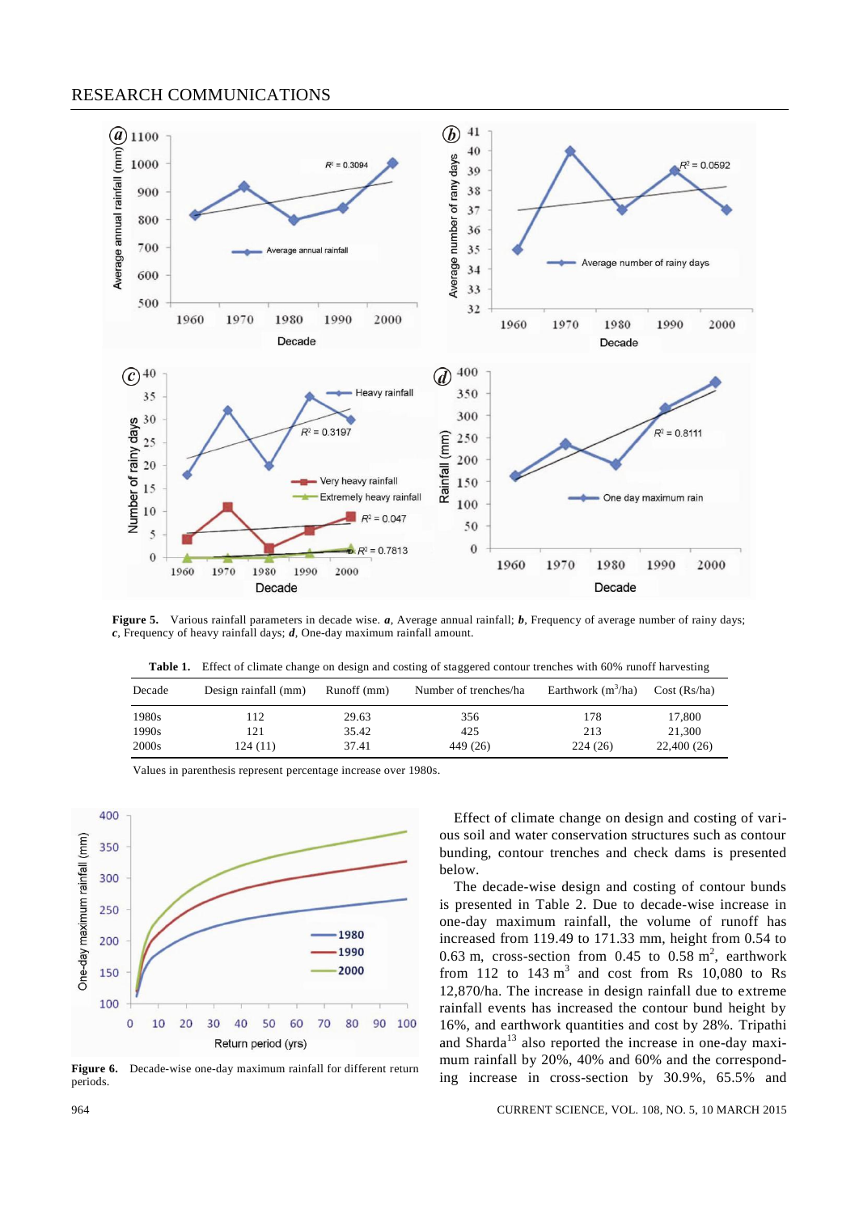**Figure 5.** Various rainfall parameters in decade wise. ***a***, Average annual rainfall; ***b***, Frequency of average number of rainy days; ***c***, Frequency of heavy rainfall days; ***d***, One-day maximum rainfall amount.

**Table 1.** Effect of climate change on design and costing of staggered contour trenches with 60% runoff harvesting

| Decade | Design rainfall (mm) | Runoff (mm) | Number of trenches/ha | Earthwork ($m^3$/ha) | Cost (Rs/ha) |
|---|---|---|---|---|---|
| 1980s | 112 | 29.63 | 356 | 178 | 17,800 |
| 1990s | 121 | 35.42 | 425 | 213 | 21,300 |
| 2000s | 124 (11) | 37.41 | 449 (26) | 224 (26) | 22,400 (26) |

Values in parenthesis represent percentage increase over 1980s.

**Figure 6.** Decade-wise one-day maximum rainfall for different return periods.

Effect of climate change on design and costing of various soil and water conservation structures such as contour bunding, contour trenches and check dams is presented below.

The decade-wise design and costing of contour bunds is presented in Table 2. Due to decade-wise increase in one-day maximum rainfall, the volume of runoff has increased from 119.49 to 171.33 mm, height from 0.54 to 0.63 m, cross-section from 0.45 to 0.58 $m^2$, earthwork from 112 to 143 $m^3$ and cost from Rs 10,080 to Rs 12,870/ha. The increase in design rainfall due to extreme rainfall events has increased the contour bund height by 16%, and earthwork quantities and cost by 28%. Tripathi and Sharda[13] also reported the increase in one-day maximum rainfall by 20%, 40% and 60% and the corresponding increase in cross-section by 30.9%, 65.5% and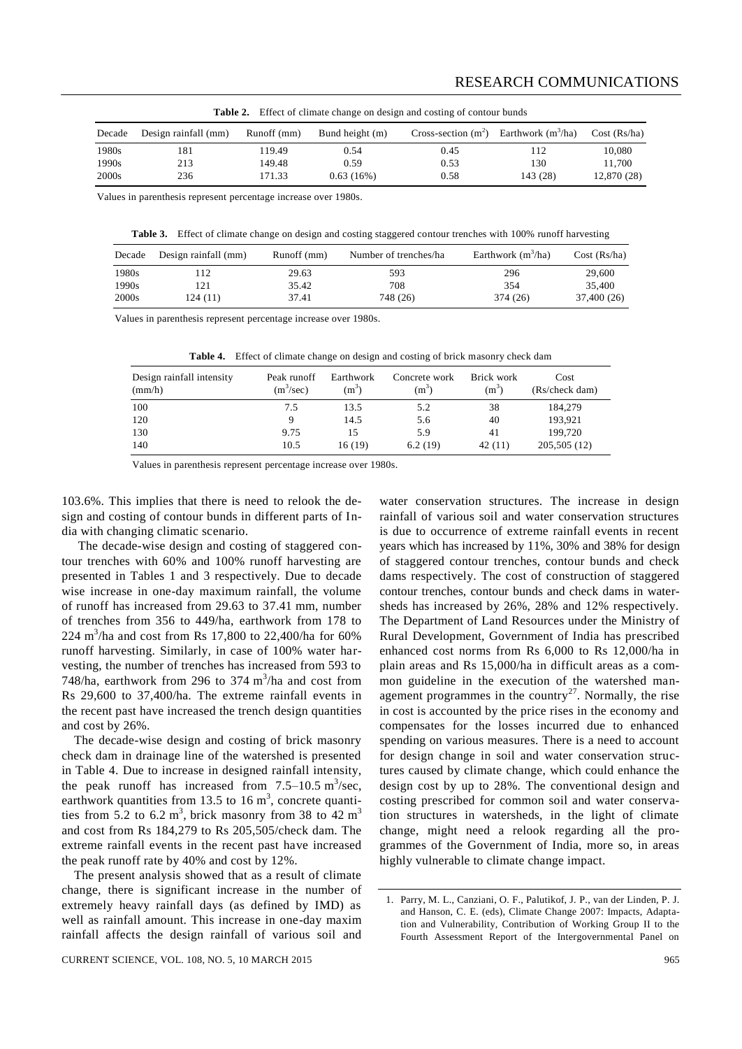**Table 2.** Effect of climate change on design and costing of contour bunds

| Decade | Design rainfall (mm) | Runoff (mm) | Bund height (m) | Cross-section ($m^2$) | Earthwork ($m^3$/ha) | Cost (Rs/ha) |
|---|---|---|---|---|---|---|
| 1980s | 181 | 119.49 | 0.54 | 0.45 | 112 | 10,080 |
| 1990s | 213 | 149.48 | 0.59 | 0.53 | 130 | 11,700 |
| 2000s | 236 | 171.33 | 0.63 (16%) | 0.58 | 143 (28) | 12,870 (28) |

Values in parenthesis represent percentage increase over 1980s.

**Table 3.** Effect of climate change on design and costing staggered contour trenches with 100% runoff harvesting

| Decade | Design rainfall (mm) | Runoff (mm) | Number of trenches/ha | Earthwork ($m^3$/ha) | Cost (Rs/ha) |
|---|---|---|---|---|---|
| 1980s | 112 | 29.63 | 593 | 296 | 29,600 |
| 1990s | 121 | 35.42 | 708 | 354 | 35,400 |
| 2000s | 124 (11) | 37.41 | 748 (26) | 374 (26) | 37,400 (26) |

Values in parenthesis represent percentage increase over 1980s.

**Table 4.** Effect of climate change on design and costing of brick masonry check dam

| Design rainfall intensity (mm/h) | Peak runoff ($m^3$/sec) | Earthwork ($m^3$) | Concrete work ($m^3$) | Brick work ($m^3$) | Cost (Rs/check dam) |
|---|---|---|---|---|---|
| 100 | 7.5 | 13.5 | 5.2 | 38 | 184,279 |
| 120 | 9 | 14.5 | 5.6 | 40 | 193,921 |
| 130 | 9.75 | 15 | 5.9 | 41 | 199,720 |
| 140 | 10.5 | 16 (19) | 6.2 (19) | 42 (11) | 205,505 (12) |

Values in parenthesis represent percentage increase over 1980s.

103.6%. This implies that there is need to relook the design and costing of contour bunds in different parts of India with changing climatic scenario.

The decade-wise design and costing of staggered contour trenches with 60% and 100% runoff harvesting are presented in Tables 1 and 3 respectively. Due to decade wise increase in one-day maximum rainfall, the volume of runoff has increased from 29.63 to 37.41 mm, number of trenches from 356 to 449/ha, earthwork from 178 to 224 $m^3$/ha and cost from Rs 17,800 to 22,400/ha for 60% runoff harvesting. Similarly, in case of 100% water harvesting, the number of trenches has increased from 593 to 748/ha, earthwork from 296 to 374 $m^3$/ha and cost from Rs 29,600 to 37,400/ha. The extreme rainfall events in the recent past have increased the trench design quantities and cost by 26%.

The decade-wise design and costing of brick masonry check dam in drainage line of the watershed is presented in Table 4. Due to increase in designed rainfall intensity, the peak runoff has increased from 7.5–10.5 $m^3$/sec, earthwork quantities from 13.5 to 16 $m^3$, concrete quantities from 5.2 to 6.2 $m^3$, brick masonry from 38 to 42 $m^3$ and cost from Rs 184,279 to Rs 205,505/check dam. The extreme rainfall events in the recent past have increased the peak runoff rate by 40% and cost by 12%.

The present analysis showed that as a result of climate change, there is significant increase in the number of extremely heavy rainfall days (as defined by IMD) as well as rainfall amount. This increase in one-day maxim rainfall affects the design rainfall of various soil and water conservation structures. The increase in design rainfall of various soil and water conservation structures is due to occurrence of extreme rainfall events in recent years which has increased by 11%, 30% and 38% for design of staggered contour trenches, contour bunds and check dams respectively. The cost of construction of staggered contour trenches, contour bunds and check dams in watersheds has increased by 26%, 28% and 12% respectively. The Department of Land Resources under the Ministry of Rural Development, Government of India has prescribed enhanced cost norms from Rs 6,000 to Rs 12,000/ha in plain areas and Rs 15,000/ha in difficult areas as a common guideline in the execution of the watershed management programmes in the country[27]. Normally, the rise in cost is accounted by the price rises in the economy and compensates for the losses incurred due to enhanced spending on various measures. There is a need to account for design change in soil and water conservation structures caused by climate change, which could enhance the design cost by up to 28%. The conventional design and costing prescribed for common soil and water conservation structures in watersheds, in the light of climate change, might need a relook regarding all the programmes of the Government of India, more so, in areas highly vulnerable to climate change impact.

1. Parry, M. L., Canziani, O. F., Palutikof, J. P., van der Linden, P. J. and Hanson, C. E. (eds), Climate Change 2007: Impacts, Adaptation and Vulnerability, Contribution of Working Group II to the Fourth Assessment Report of the Intergovernmental Panel on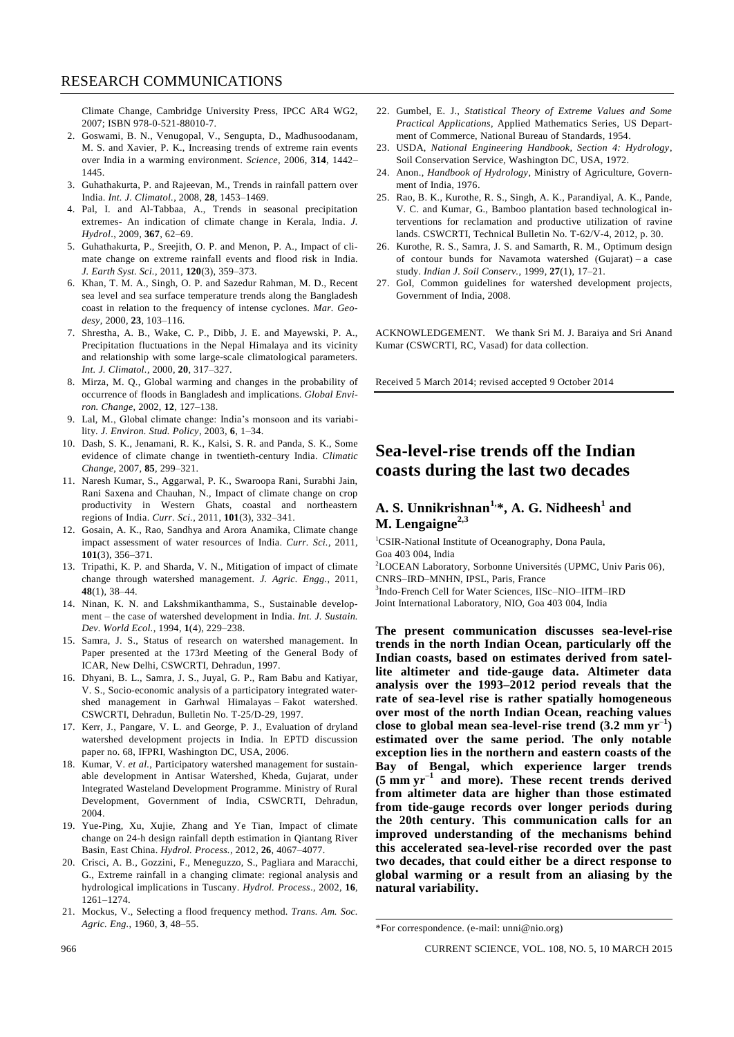Climate Change, Cambridge University Press, IPCC AR4 WG2, 2007; ISBN 978-0-521-88010-7.

2. Goswami, B. N., Venugopal, V., Sengupta, D., Madhusoodanam, M. S. and Xavier, P. K., Increasing trends of extreme rain events over India in a warming environment. *Science*, 2006, **314**, 1442–1445.
3. Guhathakurta, P. and Rajeevan, M., Trends in rainfall pattern over India. *Int. J. Climatol.*, 2008, **28**, 1453–1469.
4. Pal, I. and Al-Tabbaa, A., Trends in seasonal precipitation extremes- An indication of climate change in Kerala, India. *J. Hydrol.*, 2009, **367**, 62–69.
5. Guhathakurta, P., Sreejith, O. P. and Menon, P. A., Impact of climate change on extreme rainfall events and flood risk in India. *J. Earth Syst. Sci.*, 2011, **120**(3), 359–373.
6. Khan, T. M. A., Singh, O. P. and Sazedur Rahman, M. D., Recent sea level and sea surface temperature trends along the Bangladesh coast in relation to the frequency of intense cyclones. *Mar. Geodesy*, 2000, **23**, 103–116.
7. Shrestha, A. B., Wake, C. P., Dibb, J. E. and Mayewski, P. A., Precipitation fluctuations in the Nepal Himalaya and its vicinity and relationship with some large-scale climatological parameters. *Int. J. Climatol.*, 2000, **20**, 317–327.
8. Mirza, M. Q., Global warming and changes in the probability of occurrence of floods in Bangladesh and implications. *Global Environ. Change*, 2002, **12**, 127–138.
9. Lal, M., Global climate change: India's monsoon and its variability. *J. Environ. Stud. Policy*, 2003, **6**, 1–34.
10. Dash, S. K., Jenamani, R. K., Kalsi, S. R. and Panda, S. K., Some evidence of climate change in twentieth-century India. *Climatic Change*, 2007, **85**, 299–321.
11. Naresh Kumar, S., Aggarwal, P. K., Swaroopa Rani, Surabhi Jain, Rani Saxena and Chauhan, N., Impact of climate change on crop productivity in Western Ghats, coastal and northeastern regions of India. *Curr. Sci.*, 2011, **101**(3), 332–341.
12. Gosain, A. K., Rao, Sandhya and Arora Anamika, Climate change impact assessment of water resources of India. *Curr. Sci.*, 2011, **101**(3), 356–371.
13. Tripathi, K. P. and Sharda, V. N., Mitigation of impact of climate change through watershed management. *J. Agric. Engg.*, 2011, **48**(1), 38–44.
14. Ninan, K. N. and Lakshmikanthamma, S., Sustainable development – the case of watershed development in India. *Int. J. Sustain. Dev. World Ecol.*, 1994, **1**(4), 229–238.
15. Samra, J. S., Status of research on watershed management. In Paper presented at the 173rd Meeting of the General Body of ICAR, New Delhi, CSWCRTI, Dehradun, 1997.
16. Dhyani, B. L., Samra, J. S., Juyal, G. P., Ram Babu and Katiyar, V. S., Socio-economic analysis of a participatory integrated watershed management in Garhwal Himalayas – Fakot watershed. CSWCRTI, Dehradun, Bulletin No. T-25/D-29, 1997.
17. Kerr, J., Pangare, V. L. and George, P. J., Evaluation of dryland watershed development projects in India. In EPTD discussion paper no. 68, IFPRI, Washington DC, USA, 2006.
18. Kumar, V. *et al.*, Participatory watershed management for sustainable development in Antisar Watershed, Kheda, Gujarat, under Integrated Wasteland Development Programme. Ministry of Rural Development, Government of India, CSWCRTI, Dehradun, 2004.
19. Yue-Ping, Xu, Xujie, Zhang and Ye Tian, Impact of climate change on 24-h design rainfall depth estimation in Qiantang River Basin, East China. *Hydrol. Process.*, 2012, **26**, 4067–4077.
20. Crisci, A. B., Gozzini, F., Meneguzzo, S., Pagliara and Maracchi, G., Extreme rainfall in a changing climate: regional analysis and hydrological implications in Tuscany. *Hydrol. Process*., 2002, **16**, 1261–1274.
21. Mockus, V., Selecting a flood frequency method. *Trans. Am. Soc. Agric. Eng.*, 1960, **3**, 48–55.
22. Gumbel, E. J., *Statistical Theory of Extreme Values and Some Practical Applications*, Applied Mathematics Series, US Department of Commerce, National Bureau of Standards, 1954.
23. USDA, *National Engineering Handbook, Section 4: Hydrology*, Soil Conservation Service, Washington DC, USA, 1972.
24. Anon., *Handbook of Hydrology*, Ministry of Agriculture, Government of India, 1976.
25. Rao, B. K., Kurothe, R. S., Singh, A. K., Parandiyal, A. K., Pande, V. C. and Kumar, G., Bamboo plantation based technological interventions for reclamation and productive utilization of ravine lands. CSWCRTI, Technical Bulletin No. T-62/V-4, 2012, p. 30.
26. Kurothe, R. S., Samra, J. S. and Samarth, R. M., Optimum design of contour bunds for Navamota watershed (Gujarat) – a case study. *Indian J. Soil Conserv.*, 1999, **27**(1), 17–21.
27. GoI, Common guidelines for watershed development projects, Government of India, 2008.

ACKNOWLEDGEMENT. We thank Sri M. J. Baraiya and Sri Anand Kumar (CSWCRTI, RC, Vasad) for data collection.

Received 5 March 2014; revised accepted 9 October 2014

# Sea-level-rise trends off the Indian coasts during the last two decades

## A. S. Unnikrishnan[1,*], A. G. Nidheesh[1] and M. Lengaigne[2,3]

[1]CSIR-National Institute of Oceanography, Dona Paula, Goa 403 004, India
[2]LOCEAN Laboratory, Sorbonne Universités (UPMC, Univ Paris 06), CNRS–IRD–MNHN, IPSL, Paris, France
[3]Indo-French Cell for Water Sciences, IISc–NIO–IITM–IRD Joint International Laboratory, NIO, Goa 403 004, India

**The present communication discusses sea-level-rise trends in the north Indian Ocean, particularly off the Indian coasts, based on estimates derived from satellite altimeter and tide-gauge data. Altimeter data analysis over the 1993–2012 period reveals that the rate of sea-level rise is rather spatially homogeneous over most of the north Indian Ocean, reaching values close to global mean sea-level-rise trend (3.2 mm $yr^{-1}$) estimated over the same period. The only notable exception lies in the northern and eastern coasts of the Bay of Bengal, which experience larger trends (5 mm $yr^{-1}$ and more). These recent trends derived from altimeter data are higher than those estimated from tide-gauge records over longer periods during the 20th century. This communication calls for an improved understanding of the mechanisms behind this accelerated sea-level-rise recorded over the past two decades, that could either be a direct response to global warming or a result from an aliasing by the natural variability.**

*For correspondence. (e-mail: unni@nio.org)